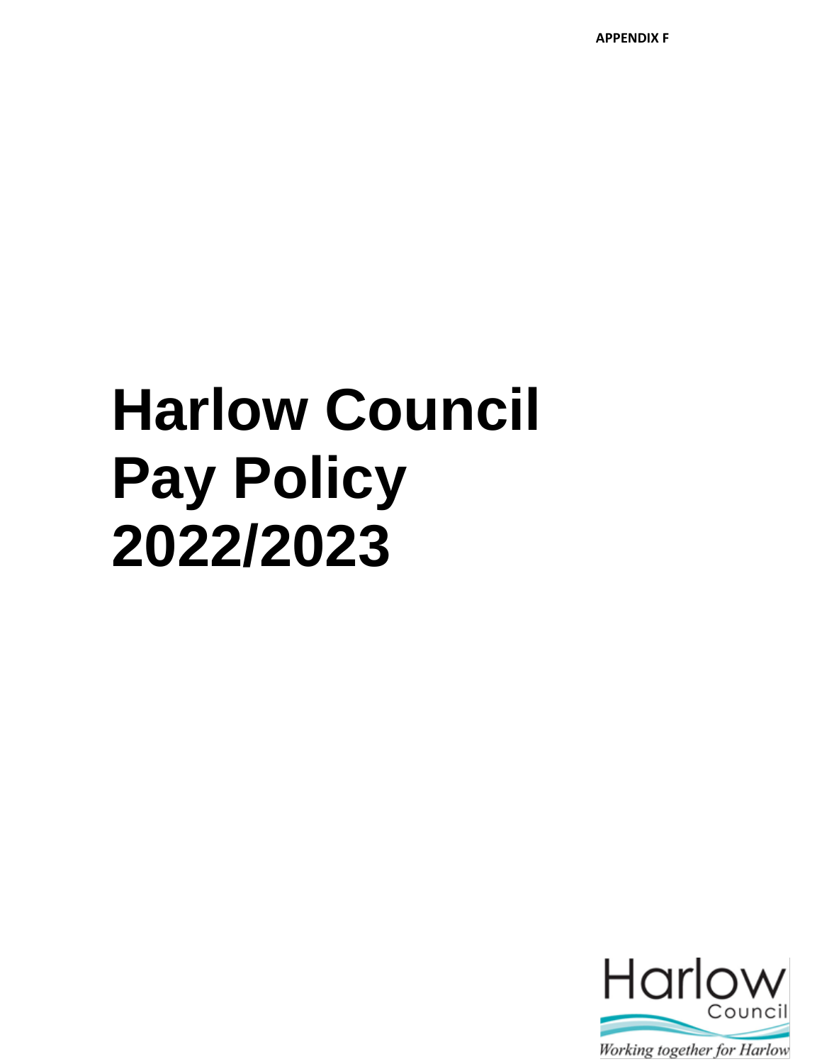**APPENDIX F**

# Harlow Council Pay Policy 2022/2023

Harlow Council

*Working together for Harlow*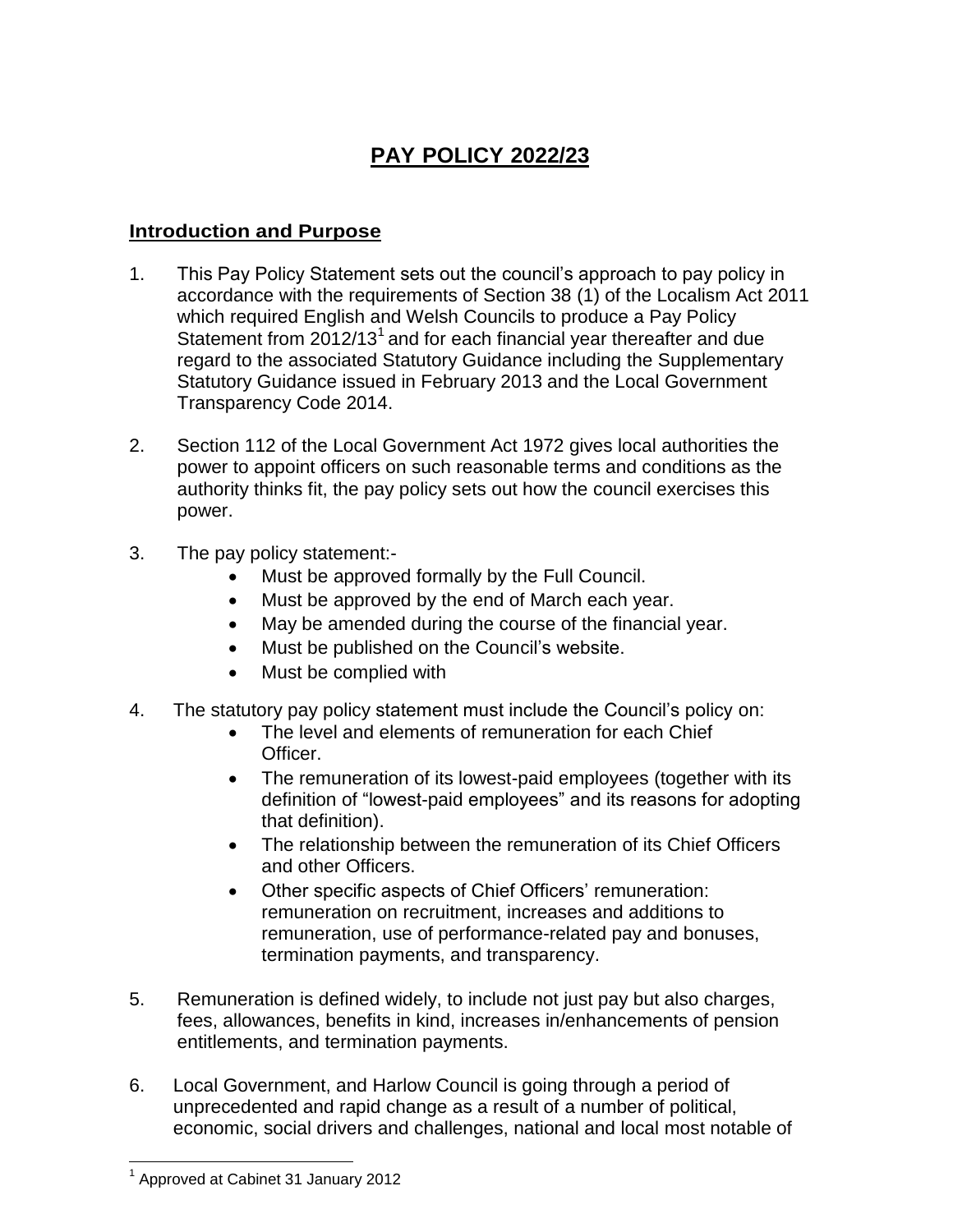# PAY POLICY 2022/23

## Introduction and Purpose

1. This Pay Policy Statement sets out the council's approach to pay policy in accordance with the requirements of Section 38 (1) of the Localism Act 2011 which required English and Welsh Councils to produce a Pay Policy Statement from 2012/13[1] and for each financial year thereafter and due regard to the associated Statutory Guidance including the Supplementary Statutory Guidance issued in February 2013 and the Local Government Transparency Code 2014.

2. Section 112 of the Local Government Act 1972 gives local authorities the power to appoint officers on such reasonable terms and conditions as the authority thinks fit, the pay policy sets out how the council exercises this power.

3. The pay policy statement:-
    - Must be approved formally by the Full Council.
    - Must be approved by the end of March each year.
    - May be amended during the course of the financial year.
    - Must be published on the Council's website.
    - Must be complied with

4. The statutory pay policy statement must include the Council's policy on:
    - The level and elements of remuneration for each Chief Officer.
    - The remuneration of its lowest-paid employees (together with its definition of "lowest-paid employees" and its reasons for adopting that definition).
    - The relationship between the remuneration of its Chief Officers and other Officers.
    - Other specific aspects of Chief Officers' remuneration: remuneration on recruitment, increases and additions to remuneration, use of performance-related pay and bonuses, termination payments, and transparency.

5. Remuneration is defined widely, to include not just pay but also charges, fees, allowances, benefits in kind, increases in/enhancements of pension entitlements, and termination payments.

6. Local Government, and Harlow Council is going through a period of unprecedented and rapid change as a result of a number of political, economic, social drivers and challenges, national and local most notable of

---

[1] Approved at Cabinet 31 January 2012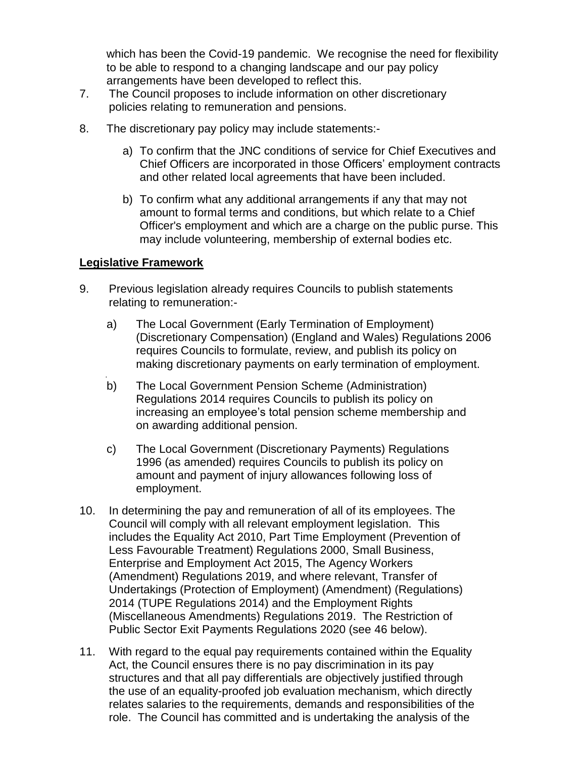which has been the Covid-19 pandemic. We recognise the need for flexibility to be able to respond to a changing landscape and our pay policy arrangements have been developed to reflect this.

7. The Council proposes to include information on other discretionary policies relating to remuneration and pensions.

8. The discretionary pay policy may include statements:-

   a) To confirm that the JNC conditions of service for Chief Executives and Chief Officers are incorporated in those Officers' employment contracts and other related local agreements that have been included.

   b) To confirm what any additional arrangements if any that may not amount to formal terms and conditions, but which relate to a Chief Officer's employment and which are a charge on the public purse. This may include volunteering, membership of external bodies etc.

## Legislative Framework

9. Previous legislation already requires Councils to publish statements relating to remuneration:-

   a) The Local Government (Early Termination of Employment) (Discretionary Compensation) (England and Wales) Regulations 2006 requires Councils to formulate, review, and publish its policy on making discretionary payments on early termination of employment.

   b) The Local Government Pension Scheme (Administration) Regulations 2014 requires Councils to publish its policy on increasing an employee's total pension scheme membership and on awarding additional pension.

   c) The Local Government (Discretionary Payments) Regulations 1996 (as amended) requires Councils to publish its policy on amount and payment of injury allowances following loss of employment.

10. In determining the pay and remuneration of all of its employees. The Council will comply with all relevant employment legislation. This includes the Equality Act 2010, Part Time Employment (Prevention of Less Favourable Treatment) Regulations 2000, Small Business, Enterprise and Employment Act 2015, The Agency Workers (Amendment) Regulations 2019, and where relevant, Transfer of Undertakings (Protection of Employment) (Amendment) (Regulations) 2014 (TUPE Regulations 2014) and the Employment Rights (Miscellaneous Amendments) Regulations 2019. The Restriction of Public Sector Exit Payments Regulations 2020 (see 46 below).

11. With regard to the equal pay requirements contained within the Equality Act, the Council ensures there is no pay discrimination in its pay structures and that all pay differentials are objectively justified through the use of an equality-proofed job evaluation mechanism, which directly relates salaries to the requirements, demands and responsibilities of the role. The Council has committed and is undertaking the analysis of the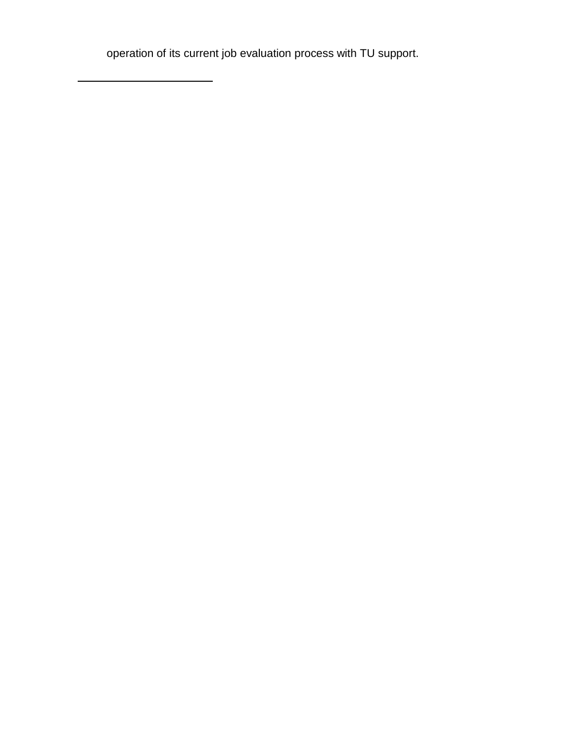operation of its current job evaluation process with TU support.

---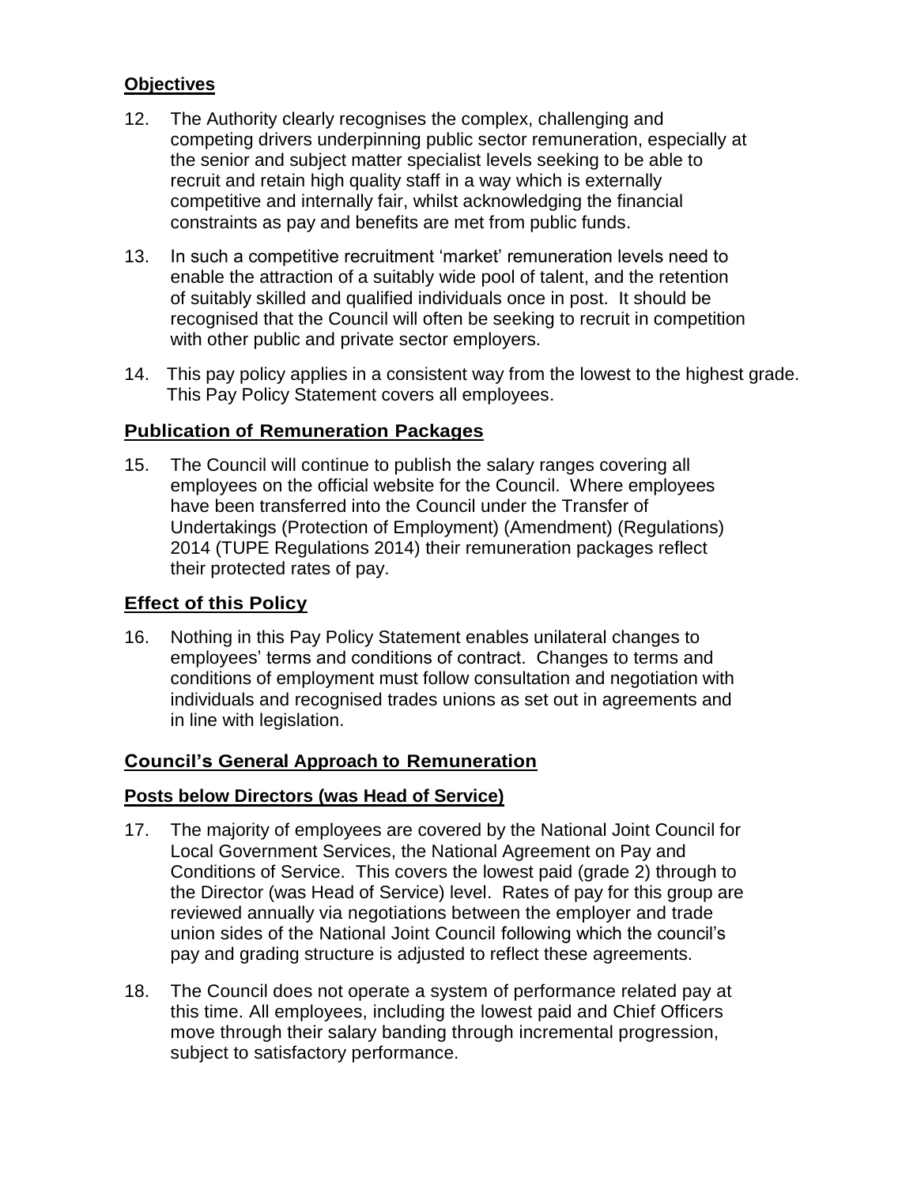## Objectives

12. The Authority clearly recognises the complex, challenging and competing drivers underpinning public sector remuneration, especially at the senior and subject matter specialist levels seeking to be able to recruit and retain high quality staff in a way which is externally competitive and internally fair, whilst acknowledging the financial constraints as pay and benefits are met from public funds.

13. In such a competitive recruitment 'market' remuneration levels need to enable the attraction of a suitably wide pool of talent, and the retention of suitably skilled and qualified individuals once in post. It should be recognised that the Council will often be seeking to recruit in competition with other public and private sector employers.

14. This pay policy applies in a consistent way from the lowest to the highest grade. This Pay Policy Statement covers all employees.

## Publication of Remuneration Packages

15. The Council will continue to publish the salary ranges covering all employees on the official website for the Council. Where employees have been transferred into the Council under the Transfer of Undertakings (Protection of Employment) (Amendment) (Regulations) 2014 (TUPE Regulations 2014) their remuneration packages reflect their protected rates of pay.

## Effect of this Policy

16. Nothing in this Pay Policy Statement enables unilateral changes to employees' terms and conditions of contract. Changes to terms and conditions of employment must follow consultation and negotiation with individuals and recognised trades unions as set out in agreements and in line with legislation.

## Council's General Approach to Remuneration

### Posts below Directors (was Head of Service)

17. The majority of employees are covered by the National Joint Council for Local Government Services, the National Agreement on Pay and Conditions of Service. This covers the lowest paid (grade 2) through to the Director (was Head of Service) level. Rates of pay for this group are reviewed annually via negotiations between the employer and trade union sides of the National Joint Council following which the council's pay and grading structure is adjusted to reflect these agreements.

18. The Council does not operate a system of performance related pay at this time. All employees, including the lowest paid and Chief Officers move through their salary banding through incremental progression, subject to satisfactory performance.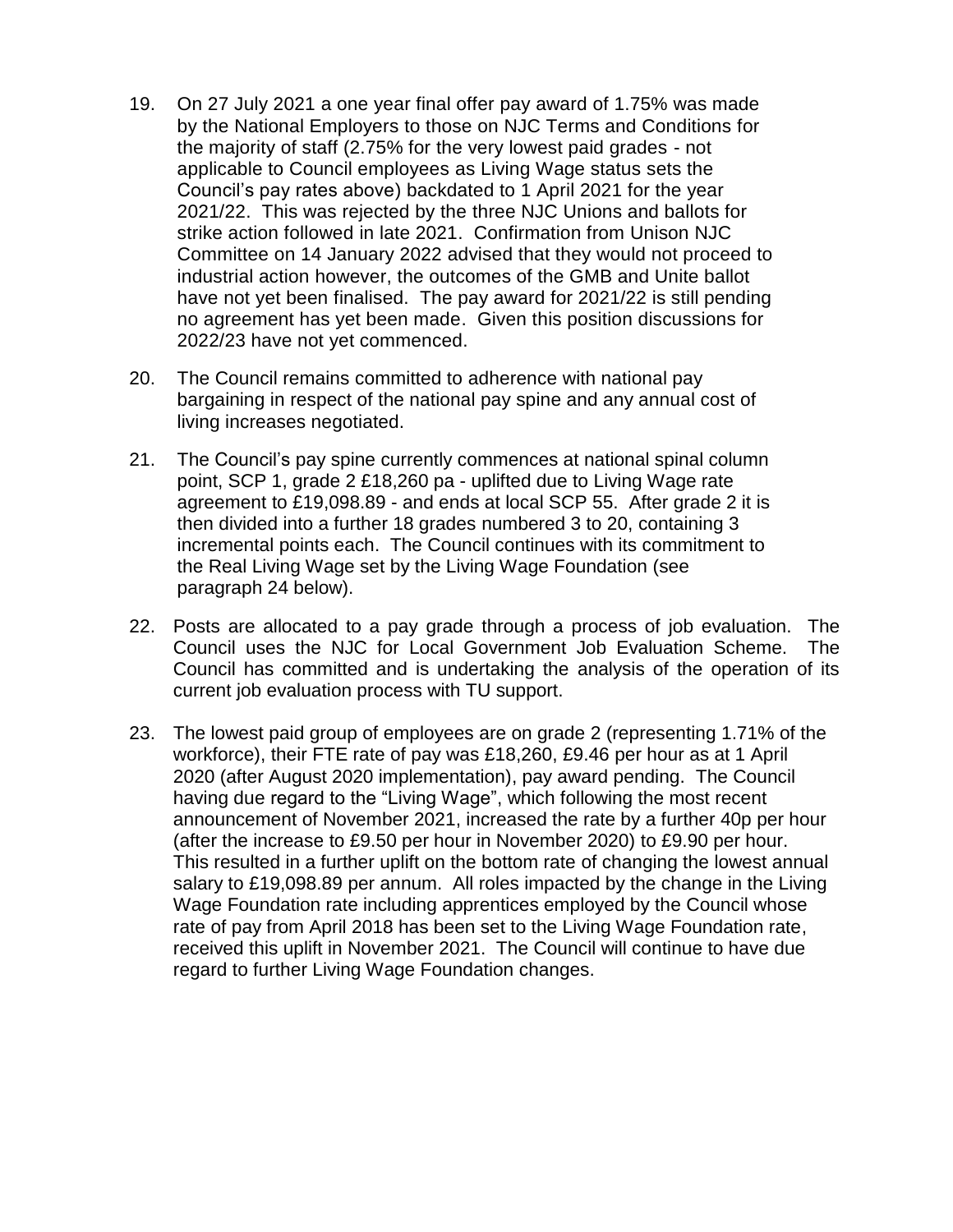19. On 27 July 2021 a one year final offer pay award of 1.75% was made by the National Employers to those on NJC Terms and Conditions for the majority of staff (2.75% for the very lowest paid grades - not applicable to Council employees as Living Wage status sets the Council's pay rates above) backdated to 1 April 2021 for the year 2021/22. This was rejected by the three NJC Unions and ballots for strike action followed in late 2021. Confirmation from Unison NJC Committee on 14 January 2022 advised that they would not proceed to industrial action however, the outcomes of the GMB and Unite ballot have not yet been finalised. The pay award for 2021/22 is still pending no agreement has yet been made. Given this position discussions for 2022/23 have not yet commenced.

20. The Council remains committed to adherence with national pay bargaining in respect of the national pay spine and any annual cost of living increases negotiated.

21. The Council's pay spine currently commences at national spinal column point, SCP 1, grade 2 £18,260 pa - uplifted due to Living Wage rate agreement to £19,098.89 - and ends at local SCP 55. After grade 2 it is then divided into a further 18 grades numbered 3 to 20, containing 3 incremental points each. The Council continues with its commitment to the Real Living Wage set by the Living Wage Foundation (see paragraph 24 below).

22. Posts are allocated to a pay grade through a process of job evaluation. The Council uses the NJC for Local Government Job Evaluation Scheme. The Council has committed and is undertaking the analysis of the operation of its current job evaluation process with TU support.

23. The lowest paid group of employees are on grade 2 (representing 1.71% of the workforce), their FTE rate of pay was £18,260, £9.46 per hour as at 1 April 2020 (after August 2020 implementation), pay award pending. The Council having due regard to the "Living Wage", which following the most recent announcement of November 2021, increased the rate by a further 40p per hour (after the increase to £9.50 per hour in November 2020) to £9.90 per hour. This resulted in a further uplift on the bottom rate of changing the lowest annual salary to £19,098.89 per annum. All roles impacted by the change in the Living Wage Foundation rate including apprentices employed by the Council whose rate of pay from April 2018 has been set to the Living Wage Foundation rate, received this uplift in November 2021. The Council will continue to have due regard to further Living Wage Foundation changes.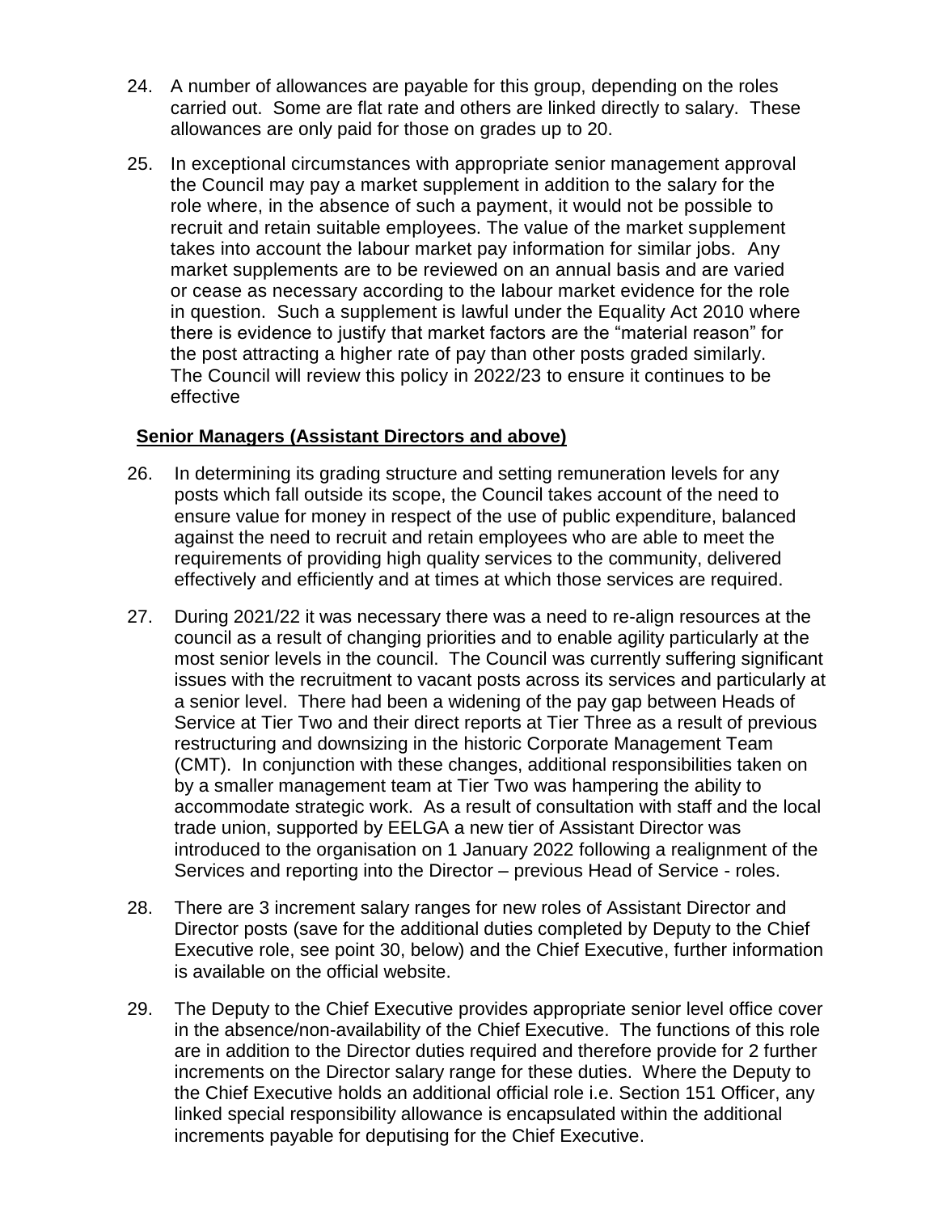24. A number of allowances are payable for this group, depending on the roles carried out. Some are flat rate and others are linked directly to salary. These allowances are only paid for those on grades up to 20.

25. In exceptional circumstances with appropriate senior management approval the Council may pay a market supplement in addition to the salary for the role where, in the absence of such a payment, it would not be possible to recruit and retain suitable employees. The value of the market supplement takes into account the labour market pay information for similar jobs. Any market supplements are to be reviewed on an annual basis and are varied or cease as necessary according to the labour market evidence for the role in question. Such a supplement is lawful under the Equality Act 2010 where there is evidence to justify that market factors are the "material reason" for the post attracting a higher rate of pay than other posts graded similarly. The Council will review this policy in 2022/23 to ensure it continues to be effective

**Senior Managers (Assistant Directors and above)**

26. In determining its grading structure and setting remuneration levels for any posts which fall outside its scope, the Council takes account of the need to ensure value for money in respect of the use of public expenditure, balanced against the need to recruit and retain employees who are able to meet the requirements of providing high quality services to the community, delivered effectively and efficiently and at times at which those services are required.

27. During 2021/22 it was necessary there was a need to re-align resources at the council as a result of changing priorities and to enable agility particularly at the most senior levels in the council. The Council was currently suffering significant issues with the recruitment to vacant posts across its services and particularly at a senior level. There had been a widening of the pay gap between Heads of Service at Tier Two and their direct reports at Tier Three as a result of previous restructuring and downsizing in the historic Corporate Management Team (CMT). In conjunction with these changes, additional responsibilities taken on by a smaller management team at Tier Two was hampering the ability to accommodate strategic work. As a result of consultation with staff and the local trade union, supported by EELGA a new tier of Assistant Director was introduced to the organisation on 1 January 2022 following a realignment of the Services and reporting into the Director – previous Head of Service - roles.

28. There are 3 increment salary ranges for new roles of Assistant Director and Director posts (save for the additional duties completed by Deputy to the Chief Executive role, see point 30, below) and the Chief Executive, further information is available on the official website.

29. The Deputy to the Chief Executive provides appropriate senior level office cover in the absence/non-availability of the Chief Executive. The functions of this role are in addition to the Director duties required and therefore provide for 2 further increments on the Director salary range for these duties. Where the Deputy to the Chief Executive holds an additional official role i.e. Section 151 Officer, any linked special responsibility allowance is encapsulated within the additional increments payable for deputising for the Chief Executive.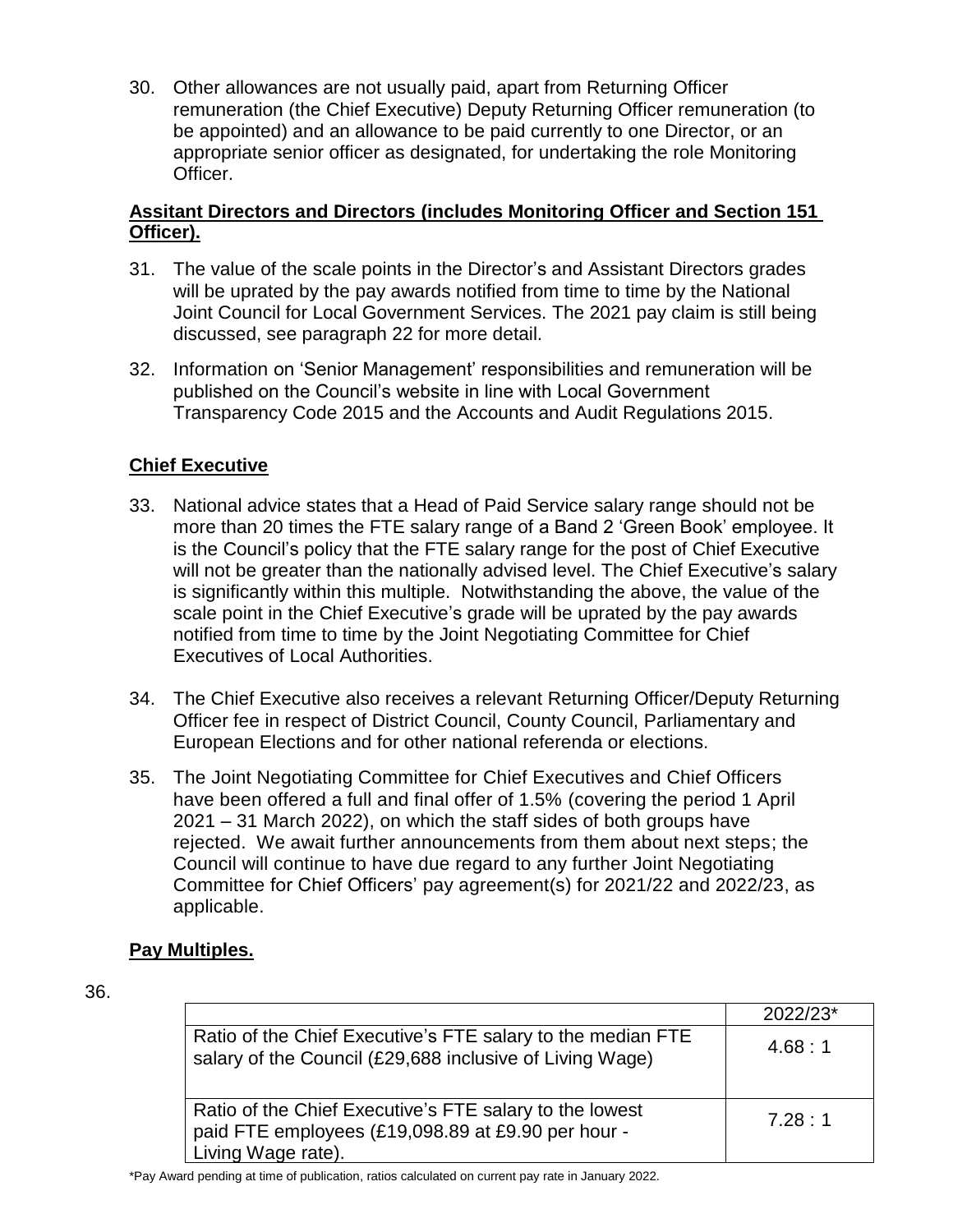30. Other allowances are not usually paid, apart from Returning Officer remuneration (the Chief Executive) Deputy Returning Officer remuneration (to be appointed) and an allowance to be paid currently to one Director, or an appropriate senior officer as designated, for undertaking the role Monitoring Officer.

**Assitant Directors and Directors (includes Monitoring Officer and Section 151 Officer).**

31. The value of the scale points in the Director's and Assistant Directors grades will be uprated by the pay awards notified from time to time by the National Joint Council for Local Government Services. The 2021 pay claim is still being discussed, see paragraph 22 for more detail.

32. Information on 'Senior Management' responsibilities and remuneration will be published on the Council's website in line with Local Government Transparency Code 2015 and the Accounts and Audit Regulations 2015.

**Chief Executive**

33. National advice states that a Head of Paid Service salary range should not be more than 20 times the FTE salary range of a Band 2 'Green Book' employee. It is the Council's policy that the FTE salary range for the post of Chief Executive will not be greater than the nationally advised level. The Chief Executive's salary is significantly within this multiple. Notwithstanding the above, the value of the scale point in the Chief Executive's grade will be uprated by the pay awards notified from time to time by the Joint Negotiating Committee for Chief Executives of Local Authorities.

34. The Chief Executive also receives a relevant Returning Officer/Deputy Returning Officer fee in respect of District Council, County Council, Parliamentary and European Elections and for other national referenda or elections.

35. The Joint Negotiating Committee for Chief Executives and Chief Officers have been offered a full and final offer of 1.5% (covering the period 1 April 2021 – 31 March 2022), on which the staff sides of both groups have rejected. We await further announcements from them about next steps; the Council will continue to have due regard to any further Joint Negotiating Committee for Chief Officers' pay agreement(s) for 2021/22 and 2022/23, as applicable.

**Pay Multiples.**

36.

| | 2022/23* |
|---|---|
| Ratio of the Chief Executive's FTE salary to the median FTE salary of the Council (£29,688 inclusive of Living Wage) | 4.68 : 1 |
| Ratio of the Chief Executive's FTE salary to the lowest paid FTE employees (£19,098.89 at £9.90 per hour - Living Wage rate). | 7.28 : 1 |

*Pay Award pending at time of publication, ratios calculated on current pay rate in January 2022.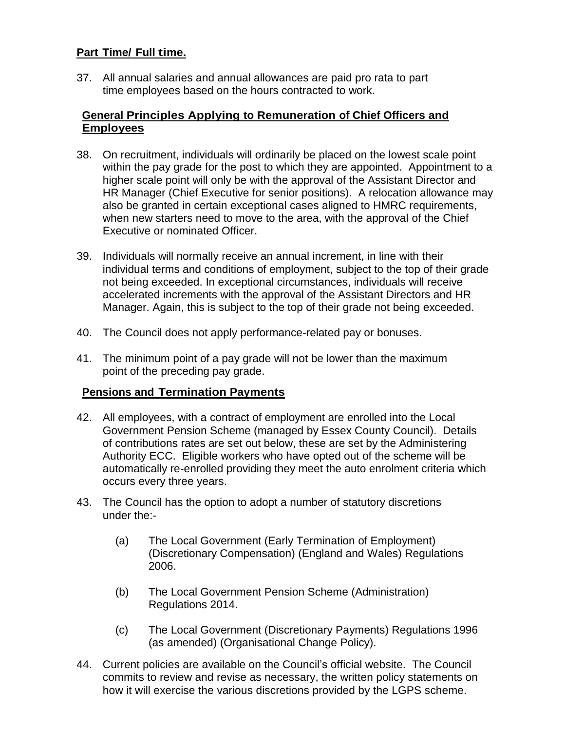**Part Time/ Full time.**

37. All annual salaries and annual allowances are paid pro rata to part time employees based on the hours contracted to work.

**General Principles Applying to Remuneration of Chief Officers and Employees**

38. On recruitment, individuals will ordinarily be placed on the lowest scale point within the pay grade for the post to which they are appointed. Appointment to a higher scale point will only be with the approval of the Assistant Director and HR Manager (Chief Executive for senior positions). A relocation allowance may also be granted in certain exceptional cases aligned to HMRC requirements, when new starters need to move to the area, with the approval of the Chief Executive or nominated Officer.

39. Individuals will normally receive an annual increment, in line with their individual terms and conditions of employment, subject to the top of their grade not being exceeded. In exceptional circumstances, individuals will receive accelerated increments with the approval of the Assistant Directors and HR Manager. Again, this is subject to the top of their grade not being exceeded.

40. The Council does not apply performance-related pay or bonuses.

41. The minimum point of a pay grade will not be lower than the maximum point of the preceding pay grade.

**Pensions and Termination Payments**

42. All employees, with a contract of employment are enrolled into the Local Government Pension Scheme (managed by Essex County Council). Details of contributions rates are set out below, these are set by the Administering Authority ECC. Eligible workers who have opted out of the scheme will be automatically re-enrolled providing they meet the auto enrolment criteria which occurs every three years.

43. The Council has the option to adopt a number of statutory discretions under the:-

    (a) The Local Government (Early Termination of Employment) (Discretionary Compensation) (England and Wales) Regulations 2006.

    (b) The Local Government Pension Scheme (Administration) Regulations 2014.

    (c) The Local Government (Discretionary Payments) Regulations 1996 (as amended) (Organisational Change Policy).

44. Current policies are available on the Council's official website. The Council commits to review and revise as necessary, the written policy statements on how it will exercise the various discretions provided by the LGPS scheme.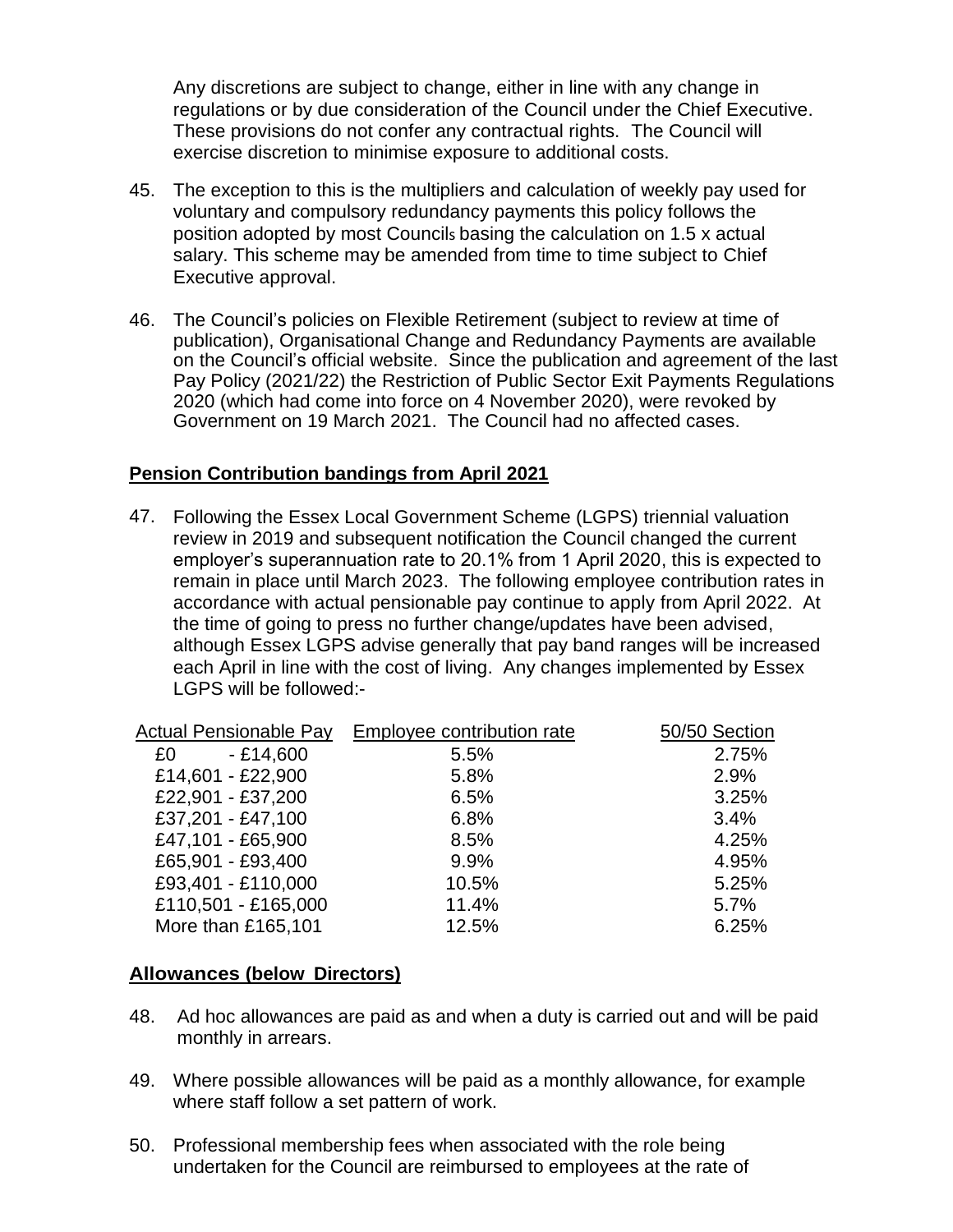Any discretions are subject to change, either in line with any change in regulations or by due consideration of the Council under the Chief Executive. These provisions do not confer any contractual rights. The Council will exercise discretion to minimise exposure to additional costs.

45. The exception to this is the multipliers and calculation of weekly pay used for voluntary and compulsory redundancy payments this policy follows the position adopted by most Councils basing the calculation on 1.5 x actual salary. This scheme may be amended from time to time subject to Chief Executive approval.

46. The Council's policies on Flexible Retirement (subject to review at time of publication), Organisational Change and Redundancy Payments are available on the Council's official website. Since the publication and agreement of the last Pay Policy (2021/22) the Restriction of Public Sector Exit Payments Regulations 2020 (which had come into force on 4 November 2020), were revoked by Government on 19 March 2021. The Council had no affected cases.

## Pension Contribution bandings from April 2021

47. Following the Essex Local Government Scheme (LGPS) triennial valuation review in 2019 and subsequent notification the Council changed the current employer's superannuation rate to 20.1% from 1 April 2020, this is expected to remain in place until March 2023. The following employee contribution rates in accordance with actual pensionable pay continue to apply from April 2022. At the time of going to press no further change/updates have been advised, although Essex LGPS advise generally that pay band ranges will be increased each April in line with the cost of living. Any changes implemented by Essex LGPS will be followed:-

| Actual Pensionable Pay | Employee contribution rate | 50/50 Section |
|---|---|---|
| £0 - £14,600 | 5.5% | 2.75% |
| £14,601 - £22,900 | 5.8% | 2.9% |
| £22,901 - £37,200 | 6.5% | 3.25% |
| £37,201 - £47,100 | 6.8% | 3.4% |
| £47,101 - £65,900 | 8.5% | 4.25% |
| £65,901 - £93,400 | 9.9% | 4.95% |
| £93,401 - £110,000 | 10.5% | 5.25% |
| £110,501 - £165,000 | 11.4% | 5.7% |
| More than £165,101 | 12.5% | 6.25% |

## Allowances (below Directors)

48. Ad hoc allowances are paid as and when a duty is carried out and will be paid monthly in arrears.

49. Where possible allowances will be paid as a monthly allowance, for example where staff follow a set pattern of work.

50. Professional membership fees when associated with the role being undertaken for the Council are reimbursed to employees at the rate of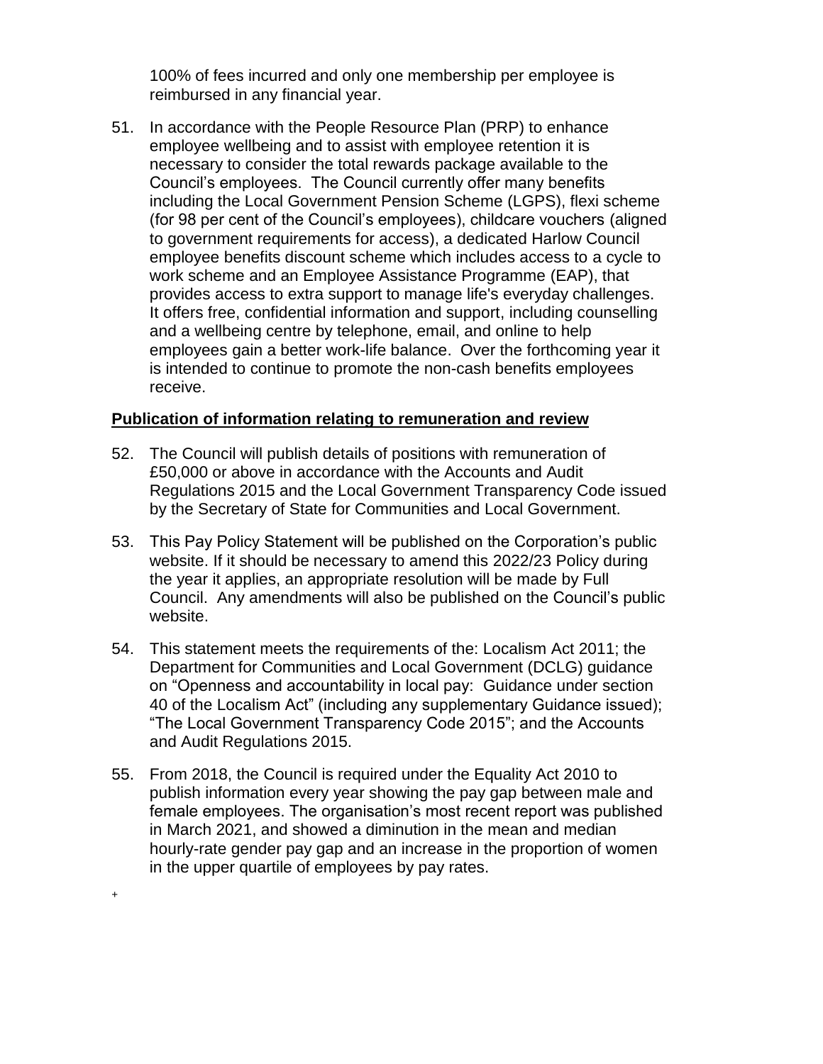100% of fees incurred and only one membership per employee is reimbursed in any financial year.

51. In accordance with the People Resource Plan (PRP) to enhance employee wellbeing and to assist with employee retention it is necessary to consider the total rewards package available to the Council's employees. The Council currently offer many benefits including the Local Government Pension Scheme (LGPS), flexi scheme (for 98 per cent of the Council's employees), childcare vouchers (aligned to government requirements for access), a dedicated Harlow Council employee benefits discount scheme which includes access to a cycle to work scheme and an Employee Assistance Programme (EAP), that provides access to extra support to manage life's everyday challenges. It offers free, confidential information and support, including counselling and a wellbeing centre by telephone, email, and online to help employees gain a better work-life balance. Over the forthcoming year it is intended to continue to promote the non-cash benefits employees receive.

**Publication of information relating to remuneration and review**

52. The Council will publish details of positions with remuneration of £50,000 or above in accordance with the Accounts and Audit Regulations 2015 and the Local Government Transparency Code issued by the Secretary of State for Communities and Local Government.

53. This Pay Policy Statement will be published on the Corporation's public website. If it should be necessary to amend this 2022/23 Policy during the year it applies, an appropriate resolution will be made by Full Council. Any amendments will also be published on the Council's public website.

54. This statement meets the requirements of the: Localism Act 2011; the Department for Communities and Local Government (DCLG) guidance on "Openness and accountability in local pay: Guidance under section 40 of the Localism Act" (including any supplementary Guidance issued); "The Local Government Transparency Code 2015"; and the Accounts and Audit Regulations 2015.

55. From 2018, the Council is required under the Equality Act 2010 to publish information every year showing the pay gap between male and female employees. The organisation's most recent report was published in March 2021, and showed a diminution in the mean and median hourly-rate gender pay gap and an increase in the proportion of women in the upper quartile of employees by pay rates.

+